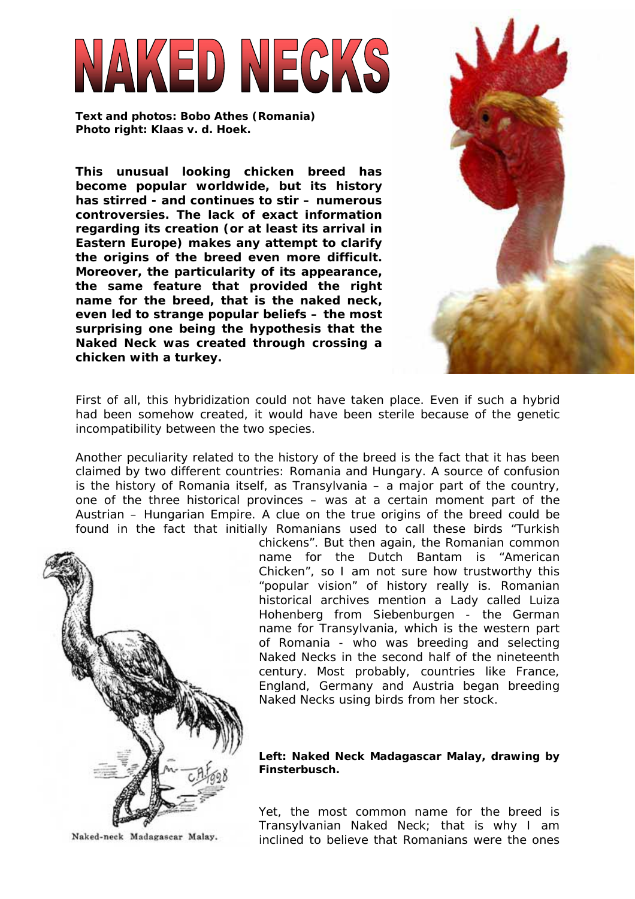# NAKED NECKS

**Text and photos: Bobo Athes (Romania)**
**Photo right: Klaas v. d. Hoek.**

**This unusual looking chicken breed has become popular worldwide, but its history has stirred - and continues to stir – numerous controversies. The lack of exact information regarding its creation (or at least its arrival in Eastern Europe) makes any attempt to clarify the origins of the breed even more difficult. Moreover, the particularity of its appearance, the same feature that provided the right name for the breed, that is the naked neck, even led to strange popular beliefs – the most surprising one being the hypothesis that the Naked Neck was created through crossing a chicken with a turkey.**

First of all, this hybridization could not have taken place. Even if such a hybrid had been somehow created, it would have been sterile because of the genetic incompatibility between the two species.

Another peculiarity related to the history of the breed is the fact that it has been claimed by two different countries: Romania and Hungary. A source of confusion is the history of Romania itself, as Transylvania – a major part of the country, one of the three historical provinces – was at a certain moment part of the Austrian – Hungarian Empire. A clue on the true origins of the breed could be found in the fact that initially Romanians used to call these birds "Turkish chickens". But then again, the Romanian common name for the Dutch Bantam is "American Chicken", so I am not sure how trustworthy this "popular vision" of history really is. Romanian historical archives mention a Lady called Luiza Hohenberg from Siebenburgen - the German name for Transylvania, which is the western part of Romania - who was breeding and selecting Naked Necks in the second half of the nineteenth century. Most probably, countries like France, England, Germany and Austria began breeding Naked Necks using birds from her stock.

Naked-neck Madagascar Malay.

**Left: Naked Neck Madagascar Malay, drawing by Finsterbusch.**

Yet, the most common name for the breed is Transylvanian Naked Neck; that is why I am inclined to believe that Romanians were the ones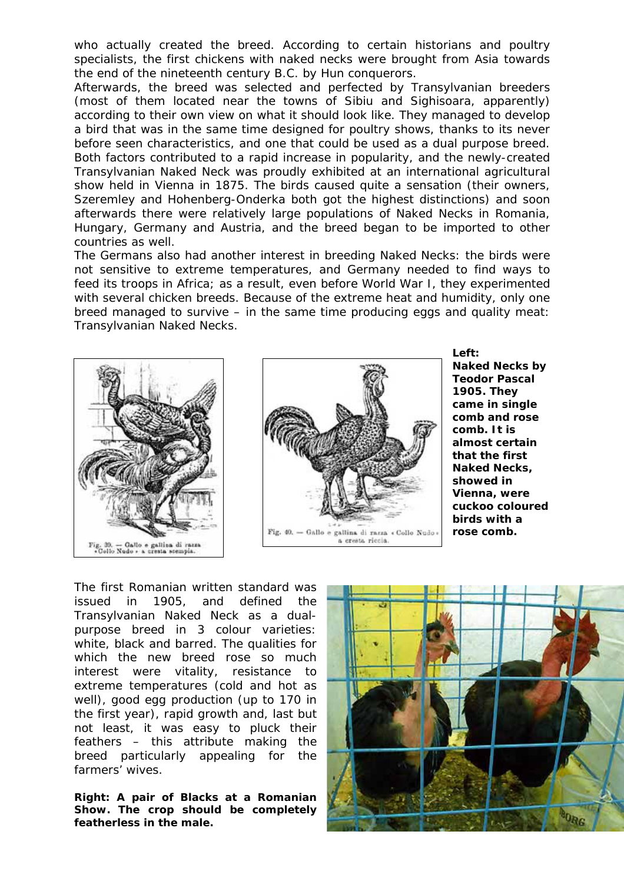who actually created the breed. According to certain historians and poultry specialists, the first chickens with naked necks were brought from Asia towards the end of the nineteenth century B.C. by Hun conquerors.

Afterwards, the breed was selected and perfected by Transylvanian breeders (most of them located near the towns of Sibiu and Sighisoara, apparently) according to their own view on what it should look like. They managed to develop a bird that was in the same time designed for poultry shows, thanks to its never before seen characteristics, and one that could be used as a dual purpose breed. Both factors contributed to a rapid increase in popularity, and the newly-created Transylvanian Naked Neck was proudly exhibited at an international agricultural show held in Vienna in 1875. The birds caused quite a sensation (their owners, Szeremley and Hohenberg-Onderka both got the highest distinctions) and soon afterwards there were relatively large populations of Naked Necks in Romania, Hungary, Germany and Austria, and the breed began to be imported to other countries as well.

The Germans also had another interest in breeding Naked Necks: the birds were not sensitive to extreme temperatures, and Germany needed to find ways to feed its troops in Africa; as a result, even before World War I, they experimented with several chicken breeds. Because of the extreme heat and humidity, only one breed managed to survive – in the same time producing eggs and quality meat: Transylvanian Naked Necks.

Fig. 39. — Gallo e gallina di razza «Collo Nudo» a cresta scempia.

Fig. 40. — Gallo e gallina di razza «Collo Nudo» a cresta riccia.

**Left: Naked Necks by Teodor Pascal 1905. They came in single comb and rose comb. It is almost certain that the first Naked Necks, showed in Vienna, were cuckoo coloured birds with a rose comb.**

The first Romanian written standard was issued in 1905, and defined the Transylvanian Naked Neck as a dual-purpose breed in 3 colour varieties: white, black and barred. The qualities for which the new breed rose so much interest were vitality, resistance to extreme temperatures (cold and hot as well), good egg production (up to 170 in the first year), rapid growth and, last but not least, it was easy to pluck their feathers – this attribute making the breed particularly appealing for the farmers' wives.

**Right: A pair of Blacks at a Romanian Show. The crop should be completely featherless in the male.**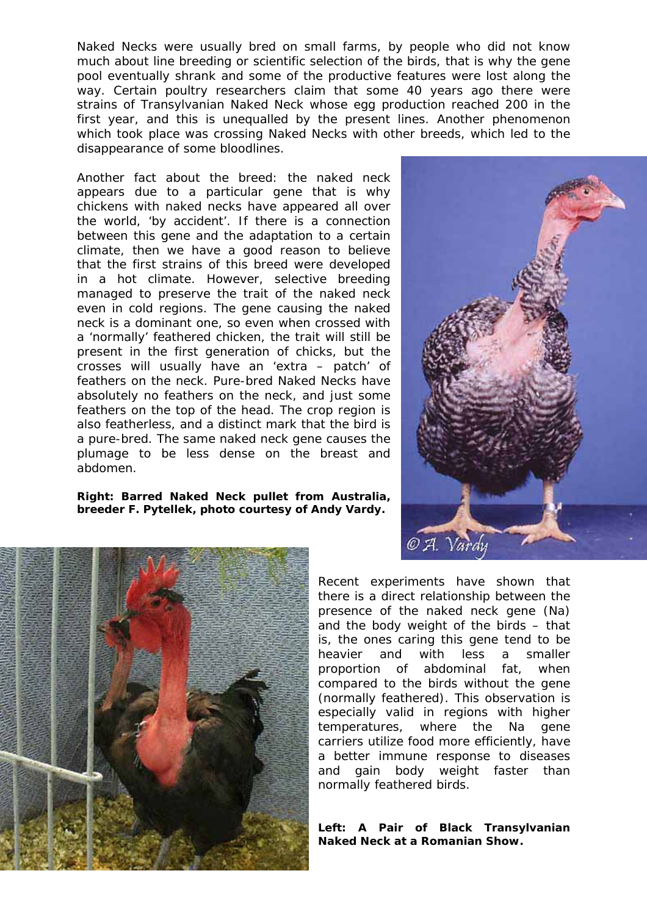Naked Necks were usually bred on small farms, by people who did not know much about line breeding or scientific selection of the birds, that is why the gene pool eventually shrank and some of the productive features were lost along the way. Certain poultry researchers claim that some 40 years ago there were strains of Transylvanian Naked Neck whose egg production reached 200 in the first year, and this is unequalled by the present lines. Another phenomenon which took place was crossing Naked Necks with other breeds, which led to the disappearance of some bloodlines.

Another fact about the breed: the naked neck appears due to a particular gene that is why chickens with naked necks have appeared all over the world, 'by accident'. If there is a connection between this gene and the adaptation to a certain climate, then we have a good reason to believe that the first strains of this breed were developed in a hot climate. However, selective breeding managed to preserve the trait of the naked neck even in cold regions. The gene causing the naked neck is a dominant one, so even when crossed with a 'normally' feathered chicken, the trait will still be present in the first generation of chicks, but the crosses will usually have an 'extra – patch' of feathers on the neck. Pure-bred Naked Necks have absolutely no feathers on the neck, and just some feathers on the top of the head. The crop region is also featherless, and a distinct mark that the bird is a pure-bred. The same naked neck gene causes the plumage to be less dense on the breast and abdomen.

**Right: Barred Naked Neck pullet from Australia, breeder F. Pytellek, photo courtesy of Andy Vardy.**

Recent experiments have shown that there is a direct relationship between the presence of the naked neck gene (Na) and the body weight of the birds – that is, the ones caring this gene tend to be heavier and with less a smaller proportion of abdominal fat, when compared to the birds without the gene (normally feathered). This observation is especially valid in regions with higher temperatures, where the Na gene carriers utilize food more efficiently, have a better immune response to diseases and gain body weight faster than normally feathered birds.

**Left: A Pair of Black Transylvanian Naked Neck at a Romanian Show.**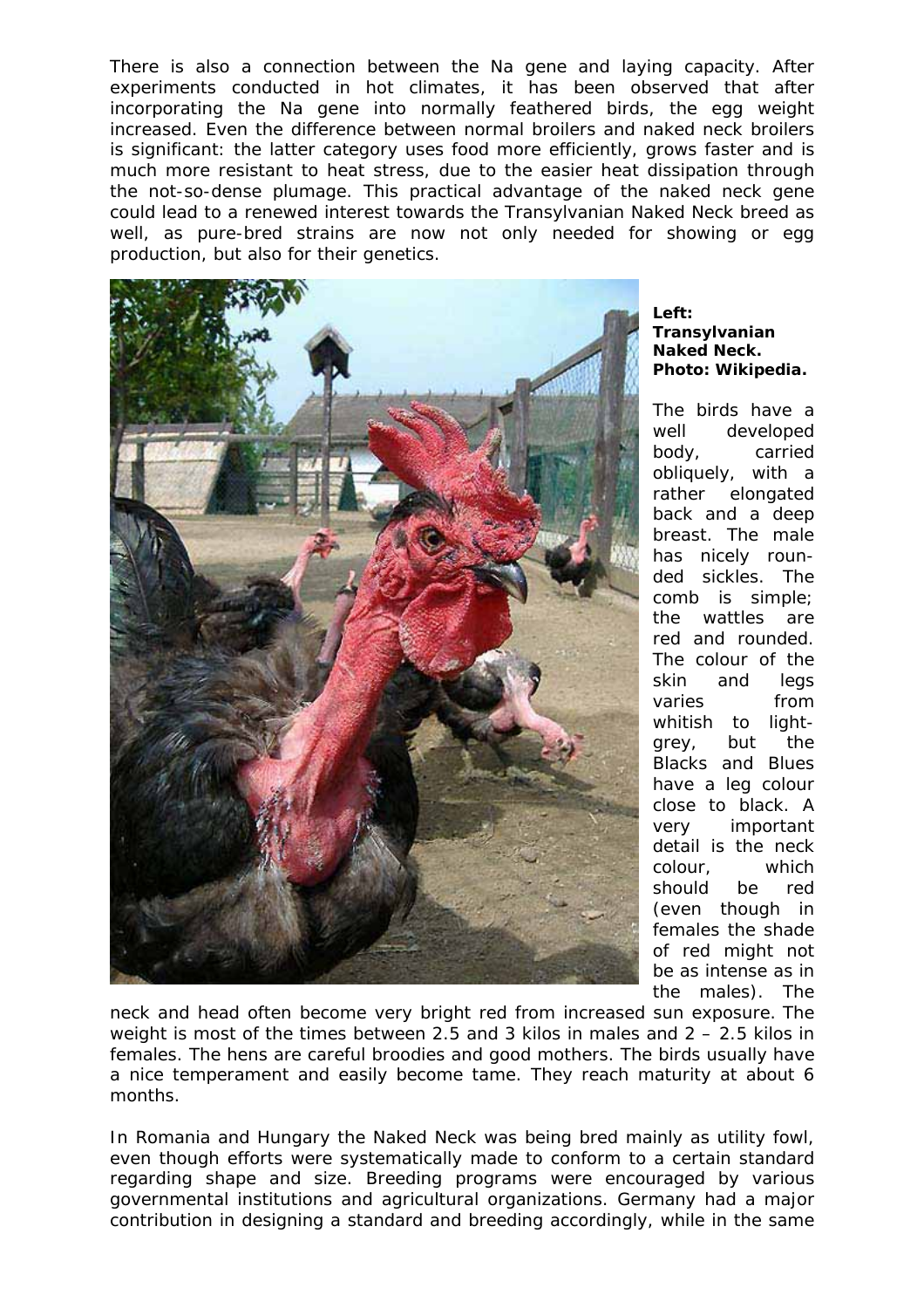There is also a connection between the Na gene and laying capacity. After experiments conducted in hot climates, it has been observed that after incorporating the Na gene into normally feathered birds, the egg weight increased. Even the difference between normal broilers and naked neck broilers is significant: the latter category uses food more efficiently, grows faster and is much more resistant to heat stress, due to the easier heat dissipation through the not-so-dense plumage. This practical advantage of the naked neck gene could lead to a renewed interest towards the Transylvanian Naked Neck breed as well, as pure-bred strains are now not only needed for showing or egg production, but also for their genetics.

**Left: Transylvanian Naked Neck. Photo: Wikipedia.**

The birds have a well developed body, carried obliquely, with a rather elongated back and a deep breast. The male has nicely rounded sickles. The comb is simple; the wattles are red and rounded. The colour of the skin and legs varies from whitish to light-grey, but the Blacks and Blues have a leg colour close to black. A very important detail is the neck colour, which should be red (even though in females the shade of red might not be as intense as in the males). The neck and head often become very bright red from increased sun exposure. The weight is most of the times between 2.5 and 3 kilos in males and 2 – 2.5 kilos in females. The hens are careful broodies and good mothers. The birds usually have a nice temperament and easily become tame. They reach maturity at about 6 months.

In Romania and Hungary the Naked Neck was being bred mainly as utility fowl, even though efforts were systematically made to conform to a certain standard regarding shape and size. Breeding programs were encouraged by various governmental institutions and agricultural organizations. Germany had a major contribution in designing a standard and breeding accordingly, while in the same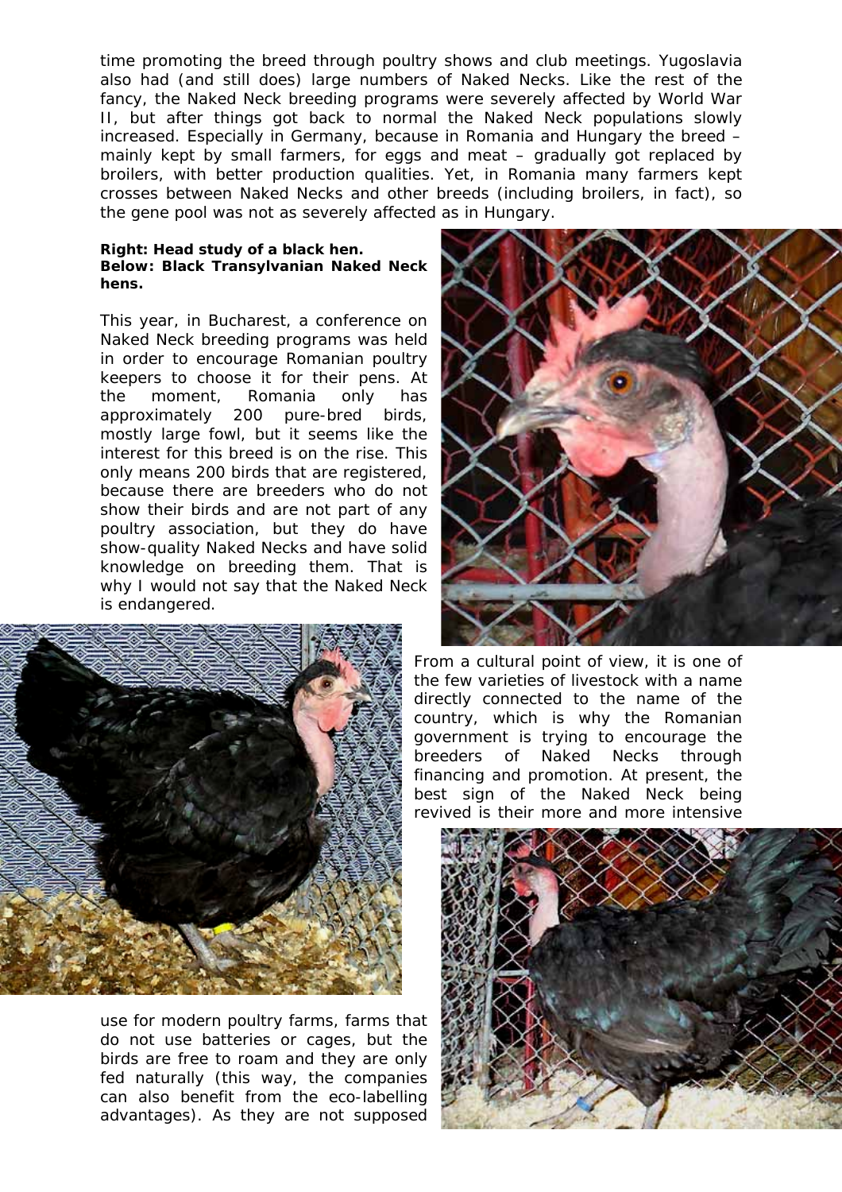time promoting the breed through poultry shows and club meetings. Yugoslavia also had (and still does) large numbers of Naked Necks. Like the rest of the fancy, the Naked Neck breeding programs were severely affected by World War II, but after things got back to normal the Naked Neck populations slowly increased. Especially in Germany, because in Romania and Hungary the breed – mainly kept by small farmers, for eggs and meat – gradually got replaced by broilers, with better production qualities. Yet, in Romania many farmers kept crosses between Naked Necks and other breeds (including broilers, in fact), so the gene pool was not as severely affected as in Hungary.

**Right: Head study of a black hen.**
**Below: Black Transylvanian Naked Neck hens.**

This year, in Bucharest, a conference on Naked Neck breeding programs was held in order to encourage Romanian poultry keepers to choose it for their pens. At the moment, Romania only has approximately 200 pure-bred birds, mostly large fowl, but it seems like the interest for this breed is on the rise. This only means 200 birds that are registered, because there are breeders who do not show their birds and are not part of any poultry association, but they do have show-quality Naked Necks and have solid knowledge on breeding them. That is why I would not say that the Naked Neck is endangered.

From a cultural point of view, it is one of the few varieties of livestock with a name directly connected to the name of the country, which is why the Romanian government is trying to encourage the breeders of Naked Necks through financing and promotion. At present, the best sign of the Naked Neck being revived is their more and more intensive use for modern poultry farms, farms that do not use batteries or cages, but the birds are free to roam and they are only fed naturally (this way, the companies can also benefit from the eco-labelling advantages). As they are not supposed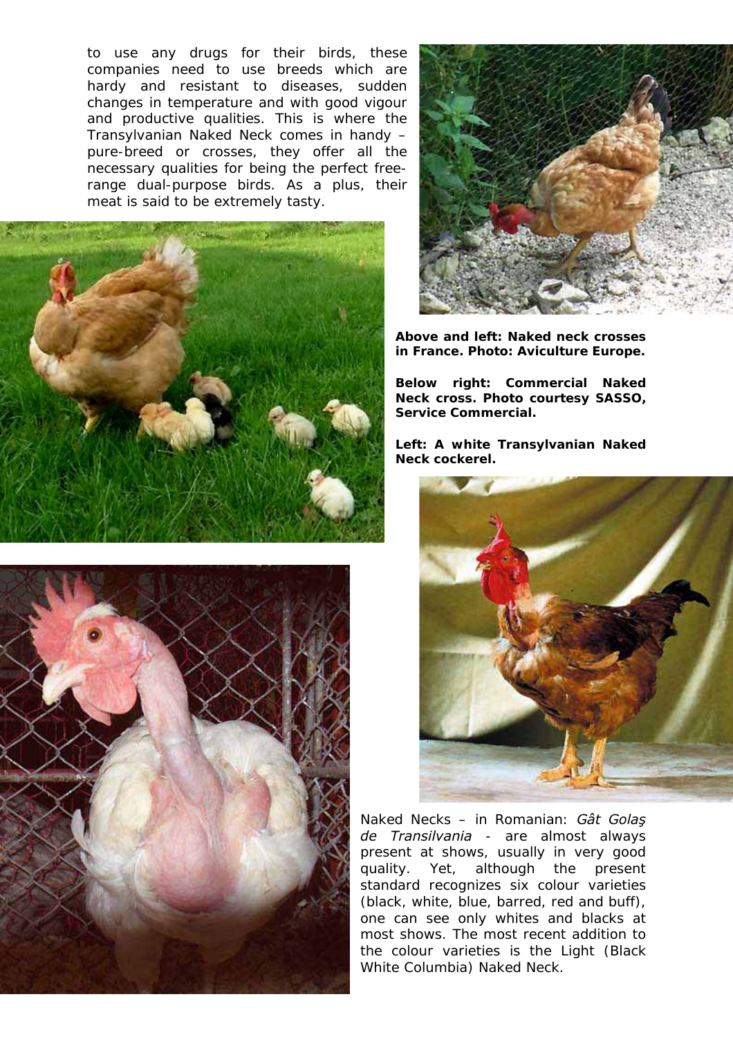to use any drugs for their birds, these companies need to use breeds which are hardy and resistant to diseases, sudden changes in temperature and with good vigour and productive qualities. This is where the Transylvanian Naked Neck comes in handy – pure-breed or crosses, they offer all the necessary qualities for being the perfect free-range dual-purpose birds. As a plus, their meat is said to be extremely tasty.

**Above and left: Naked neck crosses in France. Photo: Aviculture Europe.**

**Below right: Commercial Naked Neck cross. Photo courtesy SASSO, Service Commercial.**

**Left: A white Transylvanian Naked Neck cockerel.**

Naked Necks – in Romanian: *Gât Golaş de Transilvania* - are almost always present at shows, usually in very good quality. Yet, although the present standard recognizes six colour varieties (black, white, blue, barred, red and buff), one can see only whites and blacks at most shows. The most recent addition to the colour varieties is the Light (Black White Columbia) Naked Neck.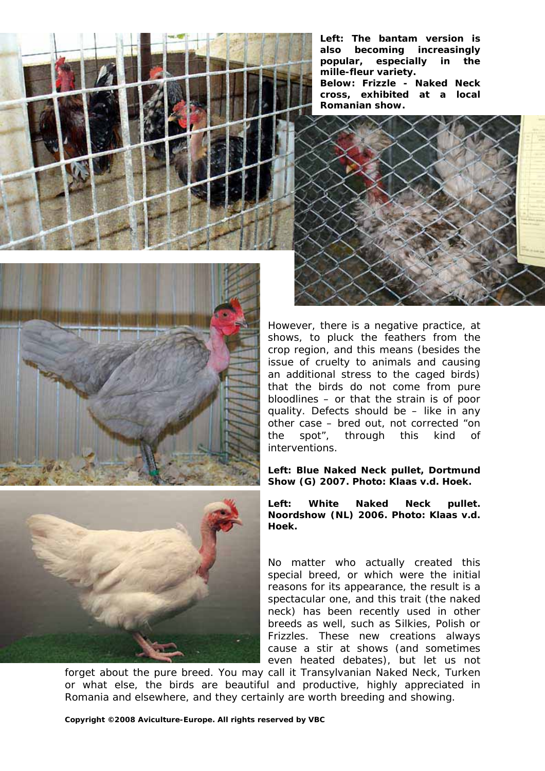**Left: The bantam version is also becoming increasingly popular, especially in the mille-fleur variety.**
**Below: Frizzle - Naked Neck cross, exhibited at a local Romanian show.**

However, there is a negative practice, at shows, to pluck the feathers from the crop region, and this means (besides the issue of cruelty to animals and causing an additional stress to the caged birds) that the birds do not come from pure bloodlines – or that the strain is of poor quality. Defects should be – like in any other case – bred out, not corrected "on the spot", through this kind of interventions.

**Left: Blue Naked Neck pullet, Dortmund Show (G) 2007. Photo: Klaas v.d. Hoek.**

**Left: White Naked Neck pullet. Noordshow (NL) 2006. Photo: Klaas v.d. Hoek.**

No matter who actually created this special breed, or which were the initial reasons for its appearance, the result is a spectacular one, and this trait (the naked neck) has been recently used in other breeds as well, such as Silkies, Polish or Frizzles. These new creations always cause a stir at shows (and sometimes even heated debates), but let us not forget about the pure breed. You may call it Transylvanian Naked Neck, Turken or what else, the birds are beautiful and productive, highly appreciated in Romania and elsewhere, and they certainly are worth breeding and showing.

**Copyright ©2008 Aviculture-Europe. All rights reserved by VBC**